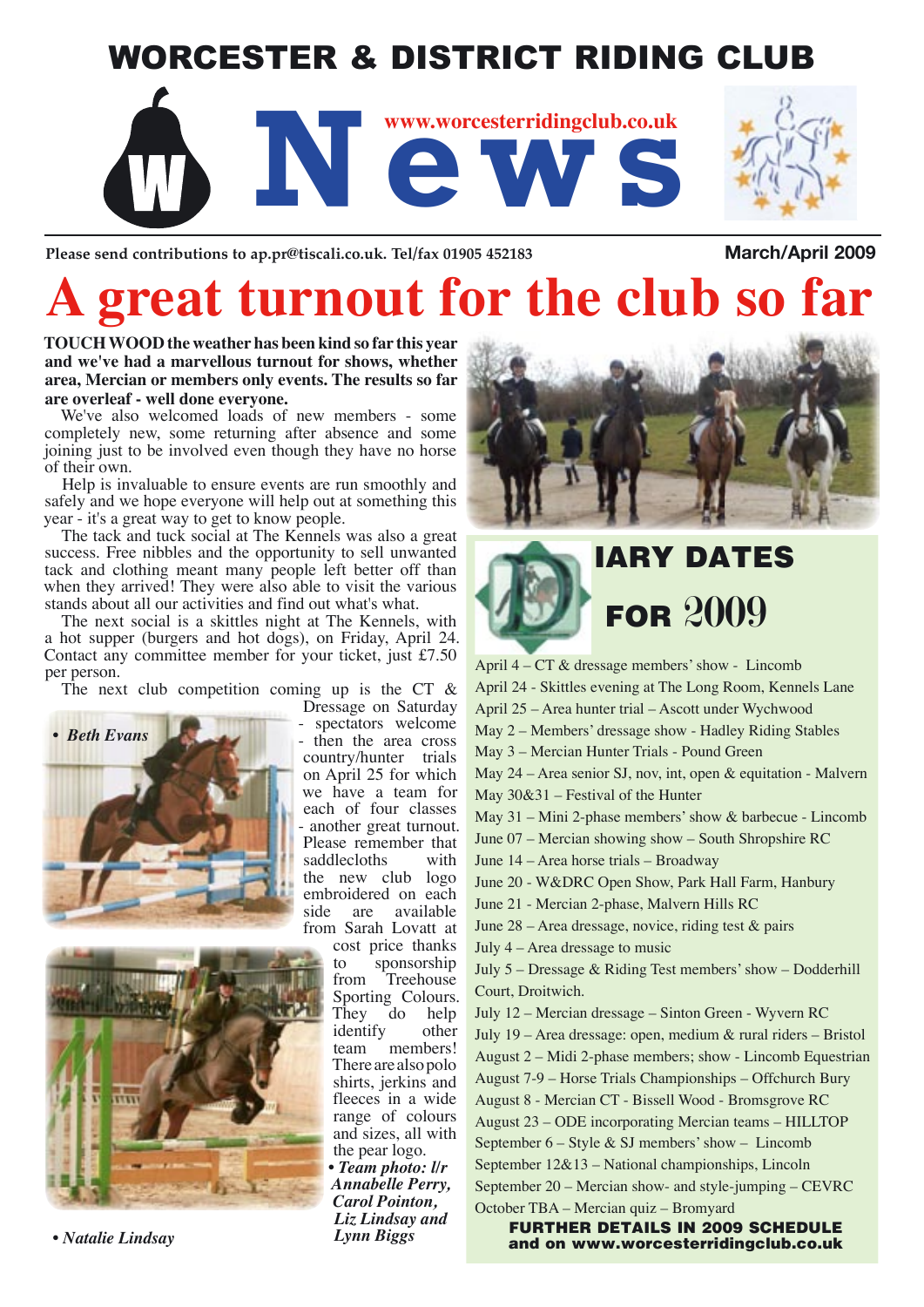# WORCESTER & DISTRICT RIDING CLUB

# News

www.worcesterridingclub.co.uk

Please send contributions to ap.pr@tiscali.co.uk. Tel/fax 01905 452183

March/April 2009

# A great turnout for the club so far

**TOUCH WOOD the weather has been kind so far this year and we've had a marvellous turnout for shows, whether area, Mercian or members only events. The results so far are overleaf - well done everyone.**

We've also welcomed loads of new members - some completely new, some returning after absence and some joining just to be involved even though they have no horse of their own.

Help is invaluable to ensure events are run smoothly and safely and we hope everyone will help out at something this year - it's a great way to get to know people.

The tack and tuck social at The Kennels was also a great success. Free nibbles and the opportunity to sell unwanted tack and clothing meant many people left better off than when they arrived! They were also able to visit the various stands about all our activities and find out what's what.

The next social is a skittles night at The Kennels, with a hot supper (burgers and hot dogs), on Friday, April 24. Contact any committee member for your ticket, just £7.50 per person.

The next club competition coming up is the CT & Dressage on Saturday - spectators welcome - then the area cross country/hunter trials on April 25 for which we have a team for each of four classes - another great turnout. Please remember that saddlecloths with the new club logo embroidered on each side are available from Sarah Lovatt at cost price thanks to sponsorship from Treehouse Sporting Colours. They do help identify other team members! There are also polo shirts, jerkins and fleeces in a wide range of colours and sizes, all with the pear logo.

*• Team photo: l/r Annabelle Perry, Carol Pointon, Liz Lindsay and Lynn Biggs*

*• Beth Evans*

*• Natalie Lindsay*

## DIARY DATES FOR 2009

- April 4 – CT & dressage members' show - Lincomb
- April 24 - Skittles evening at The Long Room, Kennels Lane
- April 25 – Area hunter trial – Ascott under Wychwood
- May 2 – Members' dressage show - Hadley Riding Stables
- May 3 – Mercian Hunter Trials - Pound Green
- May 24 – Area senior SJ, nov, int, open & equitation - Malvern
- May 30&31 – Festival of the Hunter
- May 31 – Mini 2-phase members' show & barbecue - Lincomb
- June 07 – Mercian showing show – South Shropshire RC
- June 14 – Area horse trials – Broadway
- June 20 - W&DRC Open Show, Park Hall Farm, Hanbury
- June 21 - Mercian 2-phase, Malvern Hills RC
- June 28 – Area dressage, novice, riding test & pairs
- July 4 – Area dressage to music
- July 5 – Dressage & Riding Test members' show – Dodderhill Court, Droitwich.
- July 12 – Mercian dressage – Sinton Green - Wyvern RC
- July 19 – Area dressage: open, medium & rural riders – Bristol
- August 2 – Midi 2-phase members; show - Lincomb Equestrian
- August 7-9 – Horse Trials Championships – Offchurch Bury
- August 8 - Mercian CT - Bissell Wood - Bromsgrove RC
- August 23 – ODE incorporating Mercian teams – HILLTOP
- September 6 – Style & SJ members' show – Lincomb
- September 12&13 – National championships, Lincoln
- September 20 – Mercian show- and style-jumping – CEVRC
- October TBA – Mercian quiz – Bromyard

**FURTHER DETAILS IN 2009 SCHEDULE and on www.worcesterridingclub.co.uk**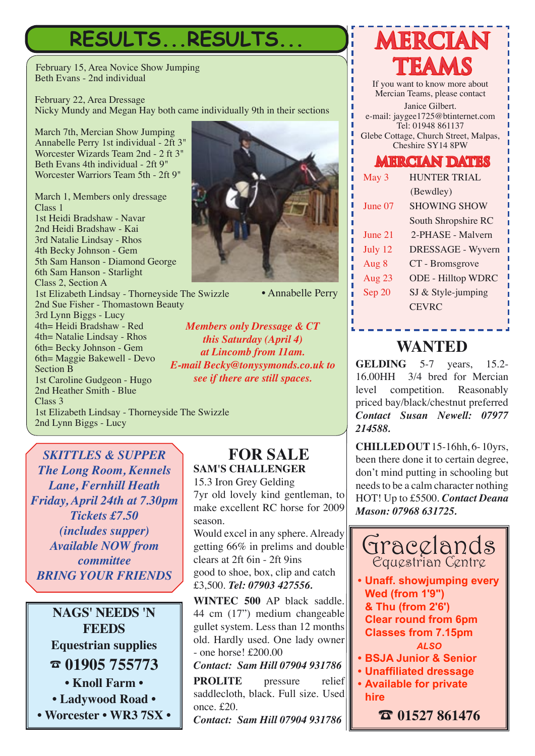# RESULTS...RESULTS...

February 15, Area Novice Show Jumping
Beth Evans - 2nd individual

February 22, Area Dressage
Nicky Mundy and Megan Hay both came individually 9th in their sections

March 7th, Mercian Show Jumping
Annabelle Perry 1st individual - 2ft 3"
Worcester Wizards Team 2nd - 2 ft 3"
Beth Evans 4th individual - 2ft 9"
Worcester Warriors Team 5th - 2ft 9"

March 1, Members only dressage
Class 1
1st Heidi Bradshaw - Navar
2nd Heidi Bradshaw - Kai
3rd Natalie Lindsay - Rhos
4th Becky Johnson - Gem
5th Sam Hanson - Diamond George
6th Sam Hanson - Starlight
Class 2, Section A
1st Elizabeth Lindsay - Thorneyside The Swizzle
2nd Sue Fisher - Thomastown Beauty
3rd Lynn Biggs - Lucy
4th= Heidi Bradshaw - Red
4th= Natalie Lindsay - Rhos
6th= Becky Johnson - Gem
6th= Maggie Bakewell - Devo
Section B
1st Caroline Gudgeon - Hugo
2nd Heather Smith - Blue
Class 3
1st Elizabeth Lindsay - Thorneyside The Swizzle
2nd Lynn Biggs - Lucy

• Annabelle Perry

*Members only Dressage & CT this Saturday (April 4) at Lincomb from 11am. E-mail Becky@tonysymonds.co.uk to see if there are still spaces.*

*SKITTLES & SUPPER*
*The Long Room, Kennels Lane, Fernhill Heath*
*Friday, April 24th at 7.30pm*
*Tickets £7.50 (includes supper)*
*Available NOW from committee*
*BRING YOUR FRIENDS*

**NAGS' NEEDS 'N FEEDS**
**Equestrian supplies**
**☎ 01905 755773**
**• Knoll Farm •**
**• Ladywood Road •**
**• Worcester • WR3 7SX •**

## FOR SALE

**SAM'S CHALLENGER**
15.3 Iron Grey Gelding
7yr old lovely kind gentleman, to make excellent RC horse for 2009 season.
Would excel in any sphere. Already getting 66% in prelims and double clears at 2ft 6in - 2ft 9ins
good to shoe, box, clip and catch
£3,500. ***Tel: 07903 427556.***

**WINTEC 500** AP black saddle. 44 cm (17") medium changeable gullet system. Less than 12 months old. Hardly used. One lady owner - one horse! £200.00
***Contact: Sam Hill 07904 931786***

**PROLITE** pressure relief saddlecloth, black. Full size. Used once. £20.
***Contact: Sam Hill 07904 931786***

# MERCIAN TEAMS

If you want to know more about Mercian Teams, please contact
Janice Gilbert.
e-mail: jaygee1725@btinternet.com
Tel: 01948 861137
Glebe Cottage, Church Street, Malpas, Cheshire SY14 8PW

## MERCIAN DATES

| | |
|---|---|
| May 3 | HUNTER TRIAL (Bewdley) |
| June 07 | SHOWING SHOW South Shropshire RC |
| June 21 | 2-PHASE - Malvern |
| July 12 | DRESSAGE - Wyvern |
| Aug 8 | CT - Bromsgrove |
| Aug 23 | ODE - Hilltop WDRC |
| Sep 20 | SJ & Style-jumping CEVRC |

## WANTED

**GELDING** 5-7 years, 15.2-16.00HH 3/4 bred for Mercian level competition. Reasonably priced bay/black/chestnut preferred ***Contact Susan Newell: 07977 214588.***

**CHILLED OUT** 15-16hh, 6- 10yrs, been there done it to certain degree, don't mind putting in schooling but needs to be a calm character nothing HOT! Up to £5500. ***Contact Deana Mason: 07968 631725.***

**Gracelands**
Equestrian Centre

- **Unaff. showjumping every Wed (from 1'9") & Thu (from 2'6') Clear round from 6pm Classes from 7.15pm**

*ALSO*

- **BSJA Junior & Senior**
- **Unaffiliated dressage**
- **Available for private hire**

**☎ 01527 861476**